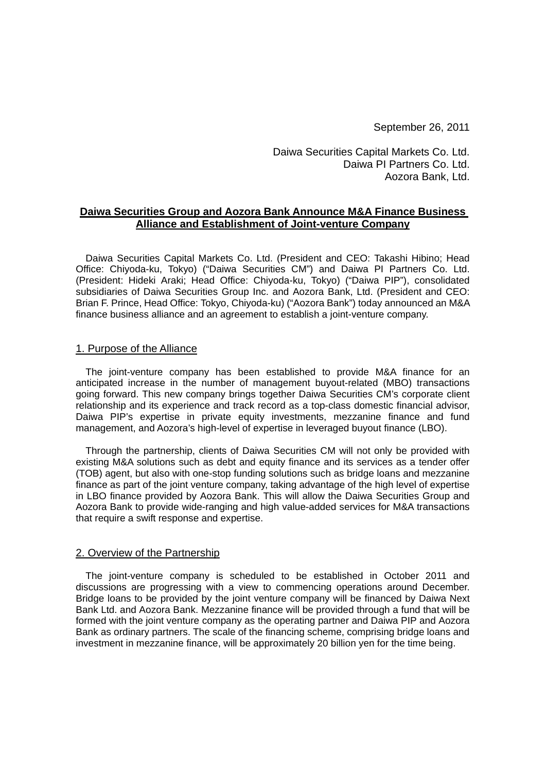September 26, 2011

Daiwa Securities Capital Markets Co. Ltd.
Daiwa PI Partners Co. Ltd.
Aozora Bank, Ltd.

# Daiwa Securities Group and Aozora Bank Announce M&A Finance Business Alliance and Establishment of Joint-venture Company

Daiwa Securities Capital Markets Co. Ltd. (President and CEO: Takashi Hibino; Head Office: Chiyoda-ku, Tokyo) (“Daiwa Securities CM”) and Daiwa PI Partners Co. Ltd. (President: Hideki Araki; Head Office: Chiyoda-ku, Tokyo) (“Daiwa PIP”), consolidated subsidiaries of Daiwa Securities Group Inc. and Aozora Bank, Ltd. (President and CEO: Brian F. Prince, Head Office: Tokyo, Chiyoda-ku) (“Aozora Bank”) today announced an M&A finance business alliance and an agreement to establish a joint-venture company.

## 1. Purpose of the Alliance

The joint-venture company has been established to provide M&A finance for an anticipated increase in the number of management buyout-related (MBO) transactions going forward. This new company brings together Daiwa Securities CM’s corporate client relationship and its experience and track record as a top-class domestic financial advisor, Daiwa PIP’s expertise in private equity investments, mezzanine finance and fund management, and Aozora’s high-level of expertise in leveraged buyout finance (LBO).

Through the partnership, clients of Daiwa Securities CM will not only be provided with existing M&A solutions such as debt and equity finance and its services as a tender offer (TOB) agent, but also with one-stop funding solutions such as bridge loans and mezzanine finance as part of the joint venture company, taking advantage of the high level of expertise in LBO finance provided by Aozora Bank. This will allow the Daiwa Securities Group and Aozora Bank to provide wide-ranging and high value-added services for M&A transactions that require a swift response and expertise.

## 2. Overview of the Partnership

The joint-venture company is scheduled to be established in October 2011 and discussions are progressing with a view to commencing operations around December. Bridge loans to be provided by the joint venture company will be financed by Daiwa Next Bank Ltd. and Aozora Bank. Mezzanine finance will be provided through a fund that will be formed with the joint venture company as the operating partner and Daiwa PIP and Aozora Bank as ordinary partners. The scale of the financing scheme, comprising bridge loans and investment in mezzanine finance, will be approximately 20 billion yen for the time being.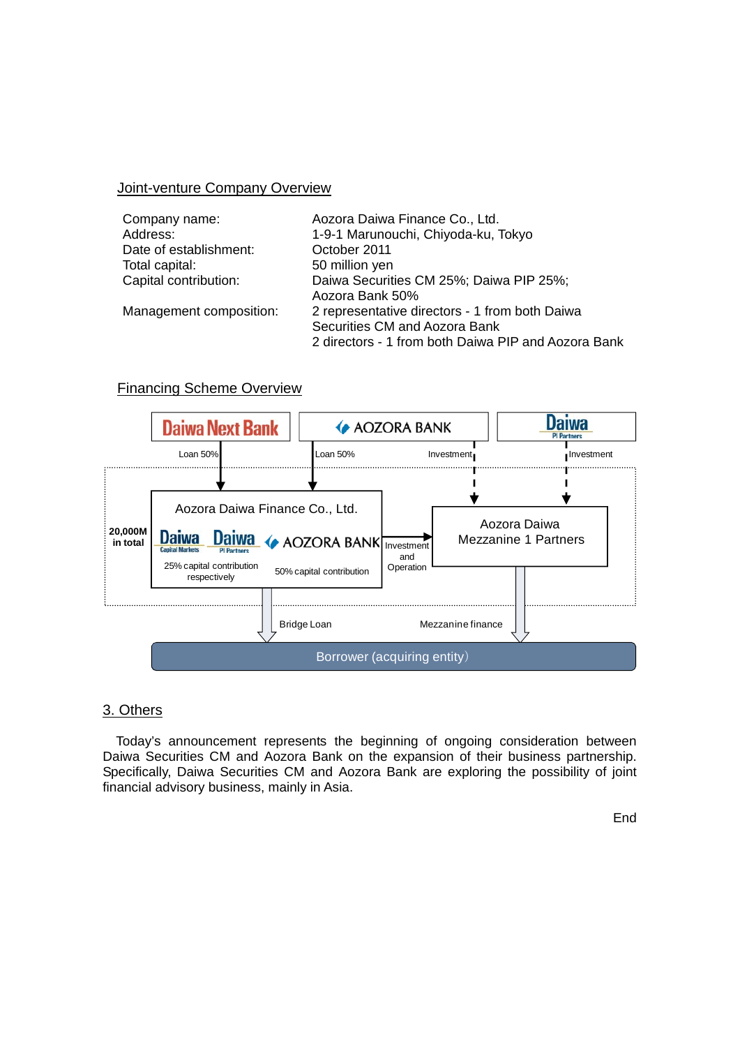## Joint-venture Company Overview

| | |
|---|---|
| Company name: | Aozora Daiwa Finance Co., Ltd. |
| Address: | 1-9-1 Marunouchi, Chiyoda-ku, Tokyo |
| Date of establishment: | October 2011 |
| Total capital: | 50 million yen |
| Capital contribution: | Daiwa Securities CM 25%; Daiwa PIP 25%; Aozora Bank 50% |
| Management composition: | 2 representative directors - 1 from both Daiwa Securities CM and Aozora Bank<br>2 directors - 1 from both Daiwa PIP and Aozora Bank |

## Financing Scheme Overview

Daiwa Next Bank
AOZORA BANK
Daiwa PI Partners
Loan 50%
Loan 50%
Investment
Investment
Aozora Daiwa Finance Co., Ltd.
20,000M in total
Daiwa Capital Markets
Daiwa PI Partners
AOZORA BANK
25% capital contribution respectively
50% capital contribution
Investment and Operation
Aozora Daiwa Mezzanine 1 Partners
Bridge Loan
Mezzanine finance
Borrower (acquiring entity)

## 3. Others

Today's announcement represents the beginning of ongoing consideration between Daiwa Securities CM and Aozora Bank on the expansion of their business partnership. Specifically, Daiwa Securities CM and Aozora Bank are exploring the possibility of joint financial advisory business, mainly in Asia.

End